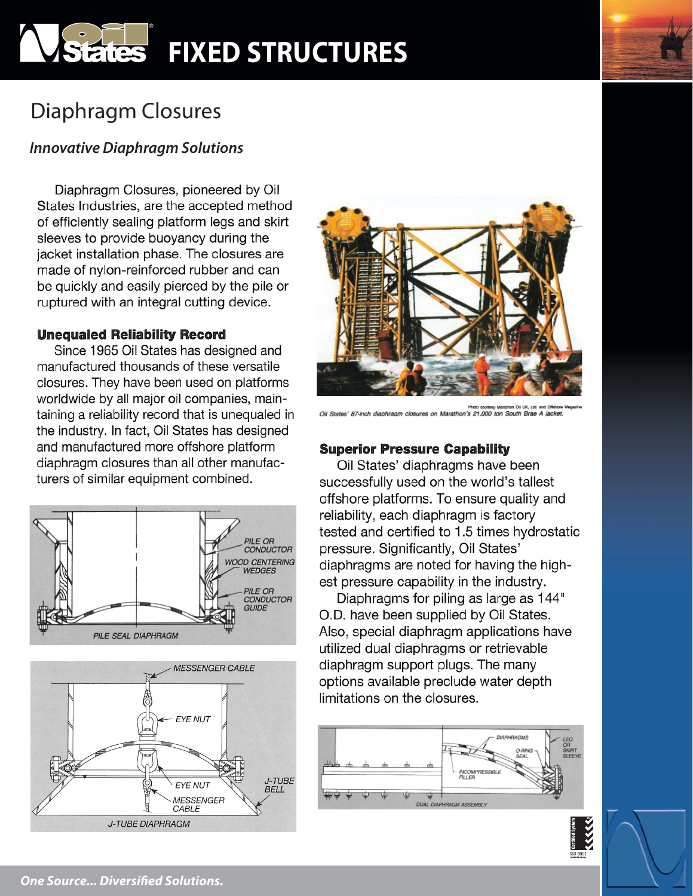# FIXED STRUCTURES

## Diaphragm Closures

### *Innovative Diaphragm Solutions*

Diaphragm Closures, pioneered by Oil States Industries, are the accepted method of efficiently sealing platform legs and skirt sleeves to provide buoyancy during the jacket installation phase. The closures are made of nylon-reinforced rubber and can be quickly and easily pierced by the pile or ruptured with an integral cutting device.

#### Unequaled Reliability Record

Since 1965 Oil States has designed and manufactured thousands of these versatile closures. They have been used on platforms worldwide by all major oil companies, maintaining a reliability record that is unequaled in the industry. In fact, Oil States has designed and manufactured more offshore platform diaphragm closures than all other manufacturers of similar equipment combined.

PILE SEAL DIAPHRAGM

J-TUBE DIAPHRAGM

Photo courtesy Marathon Oil UK, Ltd. and Offshore Magazine

Oil States' 87-inch diaphragm closures on Marathon's 21,000 ton South Brae A jacket.

#### Superior Pressure Capability

Oil States' diaphragms have been successfully used on the world's tallest offshore platforms. To ensure quality and reliability, each diaphragm is factory tested and certified to 1.5 times hydrostatic pressure. Significantly, Oil States' diaphragms are noted for having the highest pressure capability in the industry.

Diaphragms for piling as large as 144" O.D. have been supplied by Oil States. Also, special diaphragm applications have utilized dual diaphragms or retrievable diaphragm support plugs. The many options available preclude water depth limitations on the closures.

DUAL DIAPHRAGM ASSEMBLY

*One Source... Diversified Solutions.*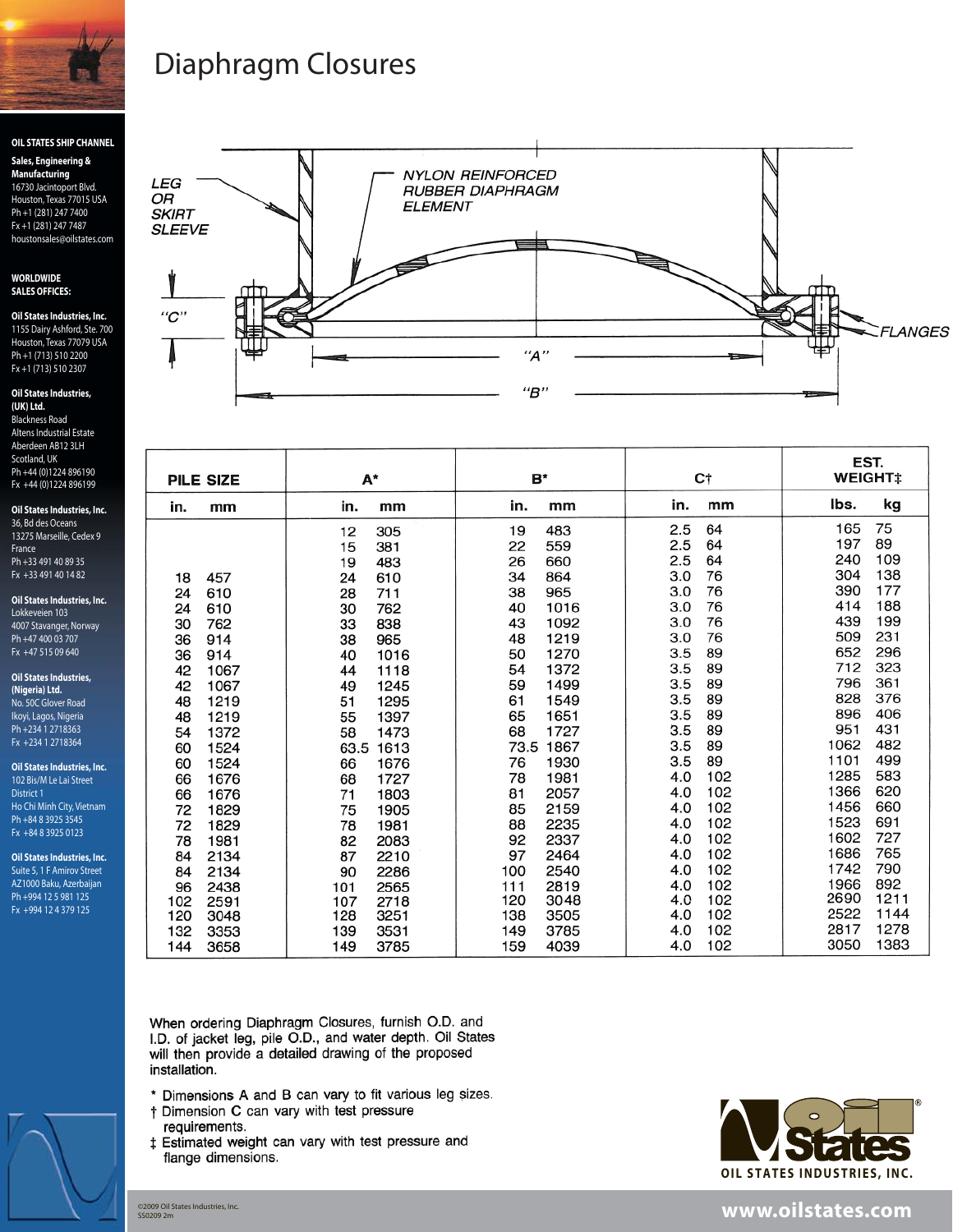# Diaphragm Closures

**OIL STATES SHIP CHANNEL**

**Sales, Engineering & Manufacturing**
16730 Jacintoport Blvd.
Houston, Texas 77015 USA
Ph +1 (281) 247 7400
Fx +1 (281) 247 7487
houstonsales@oilstates.com

**WORLDWIDE SALES OFFICES:**

**Oil States Industries, Inc.**
1155 Dairy Ashford, Ste. 700
Houston, Texas 77079 USA
Ph +1 (713) 510 2200
Fx +1 (713) 510 2307

**Oil States Industries, (UK) Ltd.**
Blackness Road
Altens Industrial Estate
Aberdeen AB12 3LH
Scotland, UK
Ph +44 (0)1224 896190
Fx +44 (0)1224 896199

**Oil States Industries, Inc.**
36, Bd des Oceans
13275 Marseille, Cedex 9
France
Ph +33 491 40 89 35
Fx +33 491 40 14 82

**Oil States Industries, Inc.**
Lokkeveien 103
4007 Stavanger, Norway
Ph +47 400 03 707
Fx +47 515 09 640

**Oil States Industries, (Nigeria) Ltd.**
No. 50C Glover Road
Ikoyi, Lagos, Nigeria
Ph +234 1 2718363
Fx +234 1 2718364

**Oil States Industries, Inc.**
102 Bis/M Le Lai Street
District 1
Ho Chi Minh City, Vietnam
Ph +84 8 3925 3545
Fx +84 8 3925 0123

**Oil States Industries, Inc.**
Suite 5, 1 F Amirov Street
AZ1000 Baku, Azerbaijan
Ph +994 12 5 981 125
Fx +994 12 4 379 125

LEG OR SKIRT SLEEVE

NYLON REINFORCED RUBBER DIAPHRAGM ELEMENT

"C"

FLANGES

"A"

"B"

| PILE SIZE | | A* | | B* | | C† | | EST. WEIGHT‡ | |
|---|---|---|---|---|---|---|---|---|---|
| in. | mm | in. | mm | in. | mm | in. | mm | lbs. | kg |
| | | 12 | 305 | 19 | 483 | 2.5 | 64 | 165 | 75 |
| | | 15 | 381 | 22 | 559 | 2.5 | 64 | 197 | 89 |
| | | 19 | 483 | 26 | 660 | 2.5 | 64 | 240 | 109 |
| 18 | 457 | 24 | 610 | 34 | 864 | 3.0 | 76 | 304 | 138 |
| 24 | 610 | 28 | 711 | 38 | 965 | 3.0 | 76 | 390 | 177 |
| 24 | 610 | 30 | 762 | 40 | 1016 | 3.0 | 76 | 414 | 188 |
| 30 | 762 | 33 | 838 | 43 | 1092 | 3.0 | 76 | 439 | 199 |
| 36 | 914 | 38 | 965 | 48 | 1219 | 3.0 | 76 | 509 | 231 |
| 36 | 914 | 40 | 1016 | 50 | 1270 | 3.5 | 89 | 652 | 296 |
| 42 | 1067 | 44 | 1118 | 54 | 1372 | 3.5 | 89 | 712 | 323 |
| 42 | 1067 | 49 | 1245 | 59 | 1499 | 3.5 | 89 | 796 | 361 |
| 48 | 1219 | 51 | 1295 | 61 | 1549 | 3.5 | 89 | 828 | 376 |
| 48 | 1219 | 55 | 1397 | 65 | 1651 | 3.5 | 89 | 896 | 406 |
| 54 | 1372 | 58 | 1473 | 68 | 1727 | 3.5 | 89 | 951 | 431 |
| 60 | 1524 | 63.5 | 1613 | 73.5 | 1867 | 3.5 | 89 | 1062 | 482 |
| 60 | 1524 | 66 | 1676 | 76 | 1930 | 3.5 | 89 | 1101 | 499 |
| 66 | 1676 | 68 | 1727 | 78 | 1981 | 4.0 | 102 | 1285 | 583 |
| 66 | 1676 | 71 | 1803 | 81 | 2057 | 4.0 | 102 | 1366 | 620 |
| 72 | 1829 | 75 | 1905 | 85 | 2159 | 4.0 | 102 | 1456 | 660 |
| 72 | 1829 | 78 | 1981 | 88 | 2235 | 4.0 | 102 | 1523 | 691 |
| 78 | 1981 | 82 | 2083 | 92 | 2337 | 4.0 | 102 | 1602 | 727 |
| 84 | 2134 | 87 | 2210 | 97 | 2464 | 4.0 | 102 | 1686 | 765 |
| 84 | 2134 | 90 | 2286 | 100 | 2540 | 4.0 | 102 | 1742 | 790 |
| 96 | 2438 | 101 | 2565 | 111 | 2819 | 4.0 | 102 | 1966 | 892 |
| 102 | 2591 | 107 | 2718 | 120 | 3048 | 4.0 | 102 | 2690 | 1211 |
| 120 | 3048 | 128 | 3251 | 138 | 3505 | 4.0 | 102 | 2522 | 1144 |
| 132 | 3353 | 139 | 3531 | 149 | 3785 | 4.0 | 102 | 2817 | 1278 |
| 144 | 3658 | 149 | 3785 | 159 | 4039 | 4.0 | 102 | 3050 | 1383 |

When ordering Diaphragm Closures, furnish O.D. and I.D. of jacket leg, pile O.D., and water depth. Oil States will then provide a detailed drawing of the proposed installation.

\* Dimensions A and B can vary to fit various leg sizes.
† Dimension C can vary with test pressure requirements.
‡ Estimated weight can vary with test pressure and flange dimensions.

OIL STATES INDUSTRIES, INC.

©2009 Oil States Industries, Inc.
SS0209 2m

www.oilstates.com